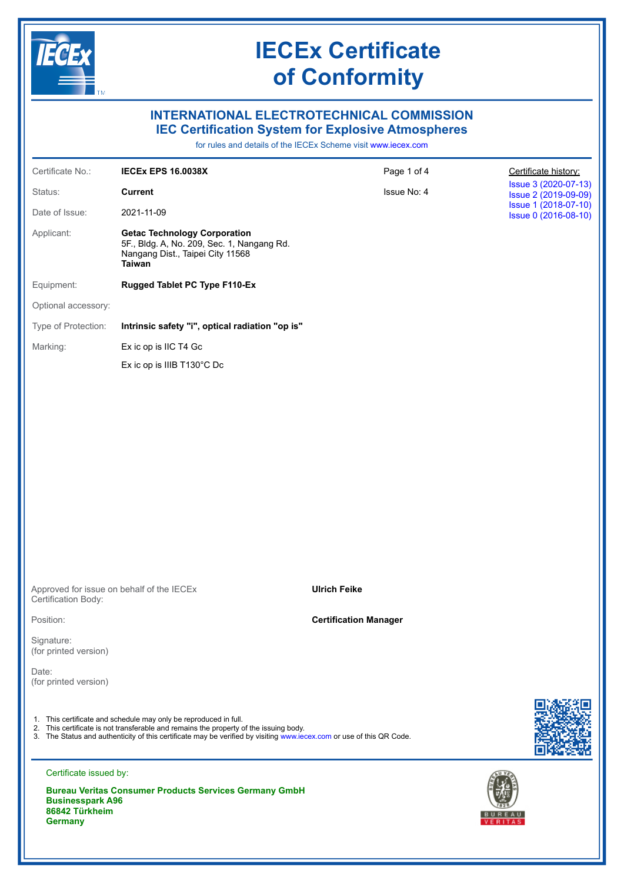# IECEx Certificate of Conformity

## INTERNATIONAL ELECTROTECHNICAL COMMISSION
## IEC Certification System for Explosive Atmospheres

for rules and details of the IECEx Scheme visit www.iecex.com

| | | | |
|---|---|---|---|
| Certificate No.: | **IECEx EPS 16.0038X** | Page 1 of 4 | Certificate history: |
| Status: | **Current** | Issue No: 4 | Issue 3 (2020-07-13) <br> Issue 2 (2019-09-09) <br> Issue 1 (2018-07-10) <br> Issue 0 (2016-08-10) |
| Date of Issue: | 2021-11-09 | | |
| Applicant: | **Getac Technology Corporation** <br> 5F., Bldg. A, No. 209, Sec. 1, Nangang Rd. <br> Nangang Dist., Taipei City 11568 <br> **Taiwan** | | |
| Equipment: | **Rugged Tablet PC Type F110-Ex** | | |
| Optional accessory: | | | |
| Type of Protection: | **Intrinsic safety "i", optical radiation "op is"** | | |
| Marking: | Ex ic op is IIC T4 Gc <br> Ex ic op is IIIB T130°C Dc | | |

| | |
|---|---|
| Approved for issue on behalf of the IECEx Certification Body: | **Ulrich Feike** |
| Position: | **Certification Manager** |
| Signature: (for printed version) | |
| Date: (for printed version) | |

1. This certificate and schedule may only be reproduced in full.
2. This certificate is not transferable and remains the property of the issuing body.
3. The Status and authenticity of this certificate may be verified by visiting www.iecex.com or use of this QR Code.

Certificate issued by:

**Bureau Veritas Consumer Products Services Germany GmbH**
**Businesspark A96**
**86842 Türkheim**
**Germany**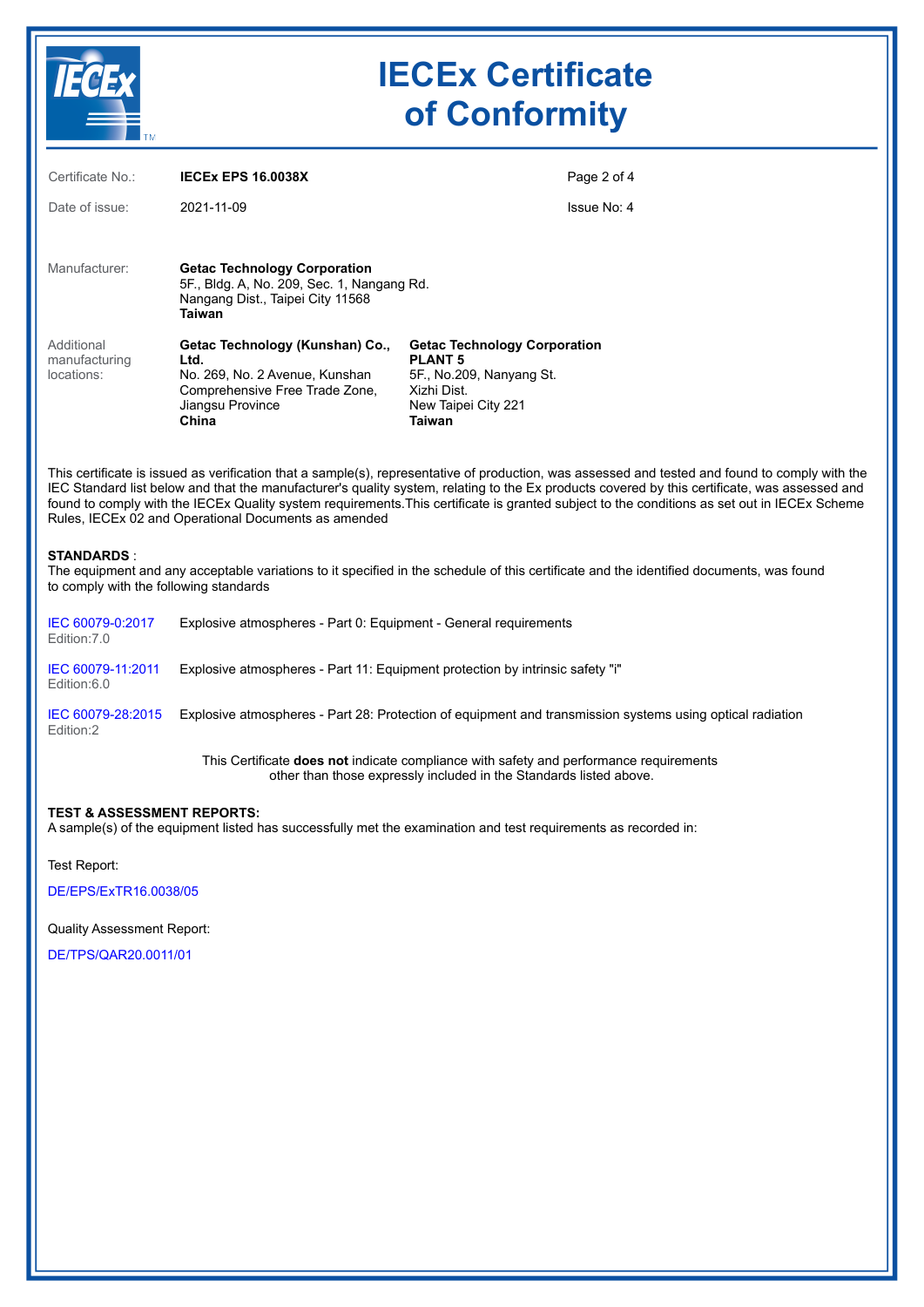# IECEx Certificate of Conformity

| | | |
|---|---|---|
| Certificate No.: | **IECEx EPS 16.0038X** | |
| Date of issue: | 2021-11-09 | Issue No: 4 |

Manufacturer: **Getac Technology Corporation**
5F., Bldg. A, No. 209, Sec. 1, Nangang Rd.
Nangang Dist., Taipei City 11568
**Taiwan**

Additional manufacturing locations:

**Getac Technology (Kunshan) Co., Ltd.**
No. 269, No. 2 Avenue, Kunshan
Comprehensive Free Trade Zone,
Jiangsu Province
**China**

**Getac Technology Corporation PLANT 5**
5F., No.209, Nanyang St.
Xizhi Dist.
New Taipei City 221
**Taiwan**

This certificate is issued as verification that a sample(s), representative of production, was assessed and tested and found to comply with the IEC Standard list below and that the manufacturer's quality system, relating to the Ex products covered by this certificate, was assessed and found to comply with the IECEx Quality system requirements.This certificate is granted subject to the conditions as set out in IECEx Scheme Rules, IECEx 02 and Operational Documents as amended

**STANDARDS** :
The equipment and any acceptable variations to it specified in the schedule of this certificate and the identified documents, was found to comply with the following standards

| | |
|---|---|
| IEC 60079-0:2017 Edition:7.0 | Explosive atmospheres - Part 0: Equipment - General requirements |
| IEC 60079-11:2011 Edition:6.0 | Explosive atmospheres - Part 11: Equipment protection by intrinsic safety "i" |
| IEC 60079-28:2015 Edition:2 | Explosive atmospheres - Part 28: Protection of equipment and transmission systems using optical radiation |

This Certificate **does not** indicate compliance with safety and performance requirements other than those expressly included in the Standards listed above.

**TEST & ASSESSMENT REPORTS:**
A sample(s) of the equipment listed has successfully met the examination and test requirements as recorded in:

Test Report:

DE/EPS/ExTR16.0038/05

Quality Assessment Report:

DE/TPS/QAR20.0011/01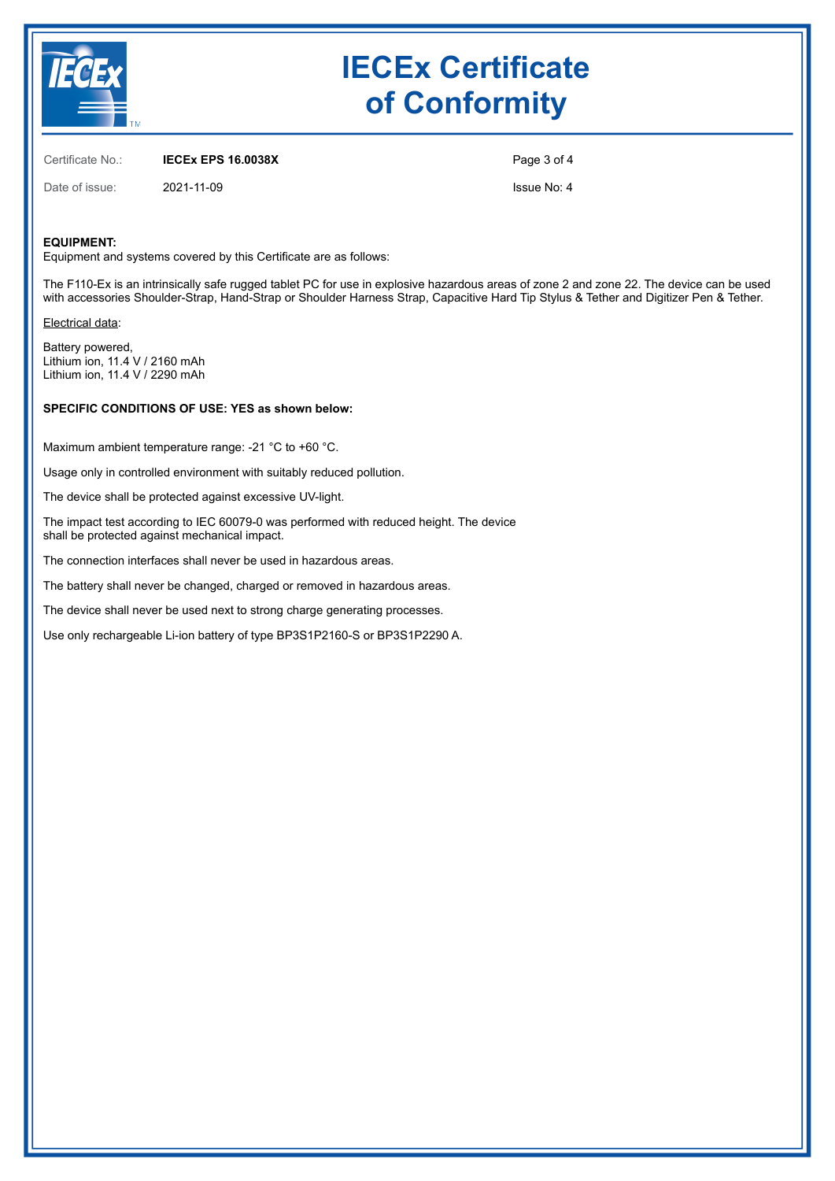# IECEx Certificate of Conformity

Certificate No.: **IECEx EPS 16.0038X**

Date of issue: 2021-11-09

Issue No: 4

**EQUIPMENT:**
Equipment and systems covered by this Certificate are as follows:

The F110-Ex is an intrinsically safe rugged tablet PC for use in explosive hazardous areas of zone 2 and zone 22. The device can be used with accessories Shoulder-Strap, Hand-Strap or Shoulder Harness Strap, Capacitive Hard Tip Stylus & Tether and Digitizer Pen & Tether.

Electrical data:

Battery powered,
Lithium ion, 11.4 V / 2160 mAh
Lithium ion, 11.4 V / 2290 mAh

**SPECIFIC CONDITIONS OF USE: YES as shown below:**

Maximum ambient temperature range: -21 °C to +60 °C.

Usage only in controlled environment with suitably reduced pollution.

The device shall be protected against excessive UV-light.

The impact test according to IEC 60079-0 was performed with reduced height. The device shall be protected against mechanical impact.

The connection interfaces shall never be used in hazardous areas.

The battery shall never be changed, charged or removed in hazardous areas.

The device shall never be used next to strong charge generating processes.

Use only rechargeable Li-ion battery of type BP3S1P2160-S or BP3S1P2290 A.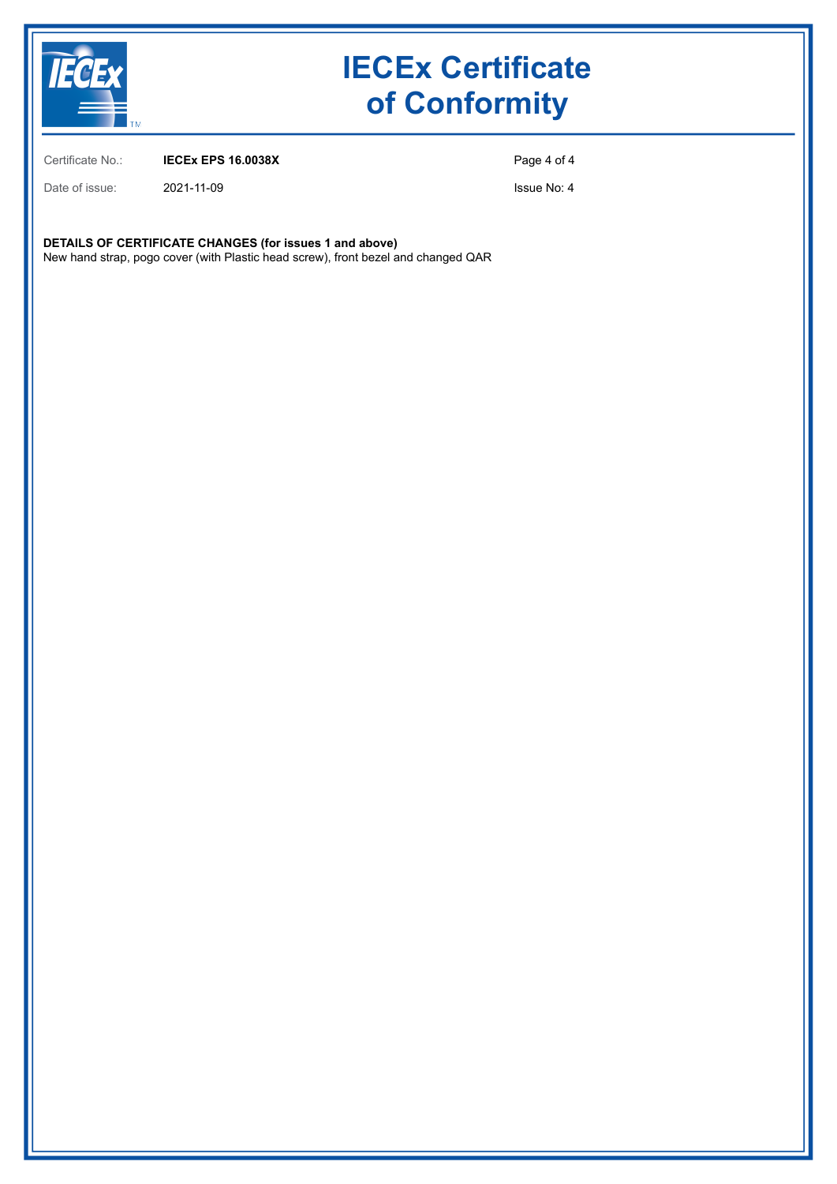# IECEx Certificate of Conformity

Certificate No.: **IECEx EPS 16.0038X**

Date of issue: 2021-11-09

Issue No: 4

**DETAILS OF CERTIFICATE CHANGES (for issues 1 and above)**

New hand strap, pogo cover (with Plastic head screw), front bezel and changed QAR